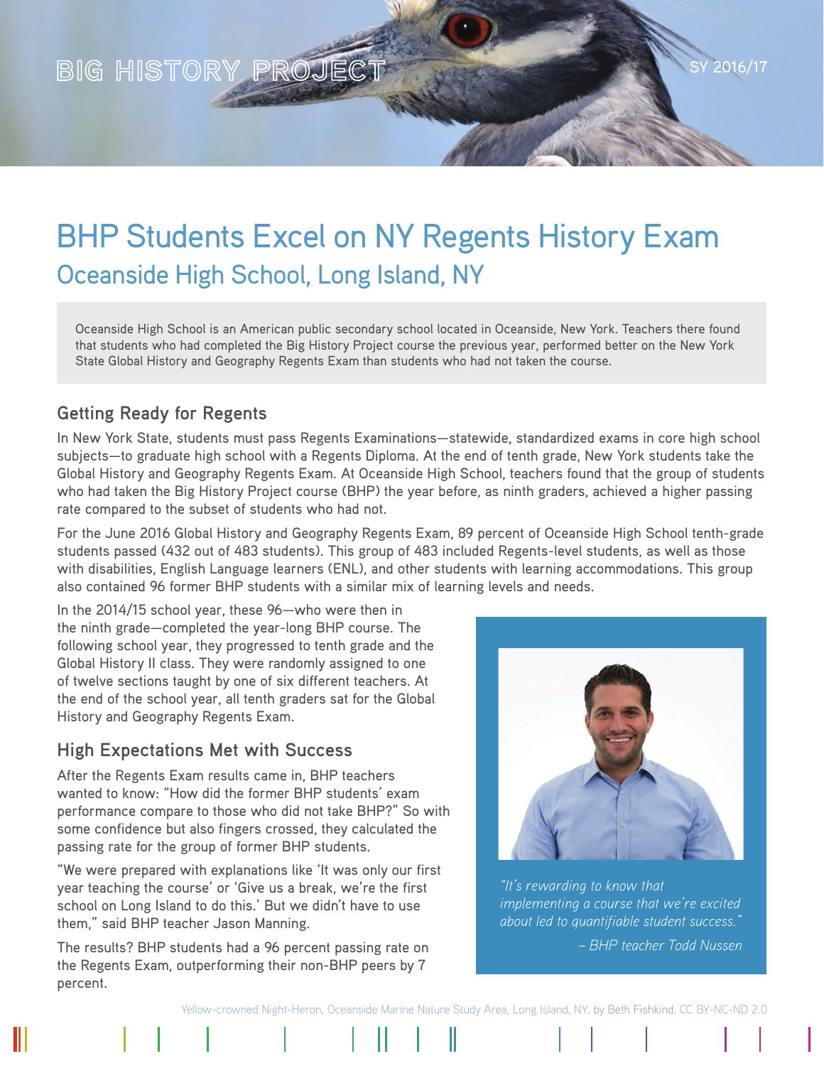BIG HISTORY PROJECT

SY 2016/17

# BHP Students Excel on NY Regents History Exam

## Oceanside High School, Long Island, NY

Oceanside High School is an American public secondary school located in Oceanside, New York. Teachers there found that students who had completed the Big History Project course the previous year, performed better on the New York State Global History and Geography Regents Exam than students who had not taken the course.

### Getting Ready for Regents

In New York State, students must pass Regents Examinations—statewide, standardized exams in core high school subjects—to graduate high school with a Regents Diploma. At the end of tenth grade, New York students take the Global History and Geography Regents Exam. At Oceanside High School, teachers found that the group of students who had taken the Big History Project course (BHP) the year before, as ninth graders, achieved a higher passing rate compared to the subset of students who had not.

For the June 2016 Global History and Geography Regents Exam, 89 percent of Oceanside High School tenth-grade students passed (432 out of 483 students). This group of 483 included Regents-level students, as well as those with disabilities, English Language learners (ENL), and other students with learning accommodations. This group also contained 96 former BHP students with a similar mix of learning levels and needs.

In the 2014/15 school year, these 96—who were then in the ninth grade—completed the year-long BHP course. The following school year, they progressed to tenth grade and the Global History II class. They were randomly assigned to one of twelve sections taught by one of six different teachers. At the end of the school year, all tenth graders sat for the Global History and Geography Regents Exam.

### High Expectations Met with Success

After the Regents Exam results came in, BHP teachers wanted to know: "How did the former BHP students' exam performance compare to those who did not take BHP?" So with some confidence but also fingers crossed, they calculated the passing rate for the group of former BHP students.

"We were prepared with explanations like 'It was only our first year teaching the course' or 'Give us a break, we're the first school on Long Island to do this.' But we didn't have to use them," said BHP teacher Jason Manning.

The results? BHP students had a 96 percent passing rate on the Regents Exam, outperforming their non-BHP peers by 7 percent.

*"It's rewarding to know that implementing a course that we're excited about led to quantifiable student success."*

*– BHP teacher Todd Nussen*

Yellow-crowned Night-Heron, Oceanside Marine Nature Study Area, Long Island, NY, by Beth Fishkind. CC BY-NC-ND 2.0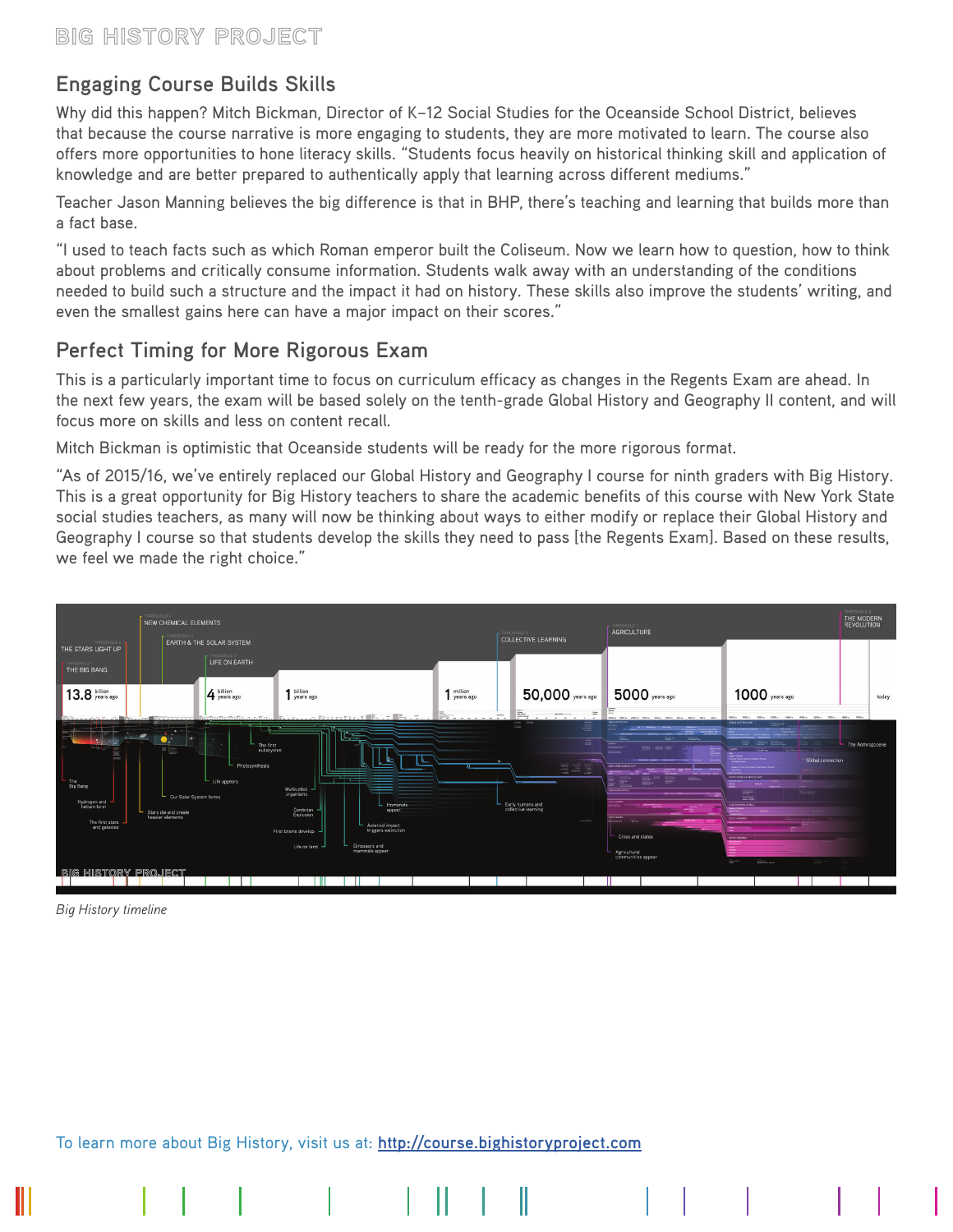## Engaging Course Builds Skills

Why did this happen? Mitch Bickman, Director of K–12 Social Studies for the Oceanside School District, believes that because the course narrative is more engaging to students, they are more motivated to learn. The course also offers more opportunities to hone literacy skills. "Students focus heavily on historical thinking skill and application of knowledge and are better prepared to authentically apply that learning across different mediums."

Teacher Jason Manning believes the big difference is that in BHP, there's teaching and learning that builds more than a fact base.

"I used to teach facts such as which Roman emperor built the Coliseum. Now we learn how to question, how to think about problems and critically consume information. Students walk away with an understanding of the conditions needed to build such a structure and the impact it had on history. These skills also improve the students' writing, and even the smallest gains here can have a major impact on their scores."

## Perfect Timing for More Rigorous Exam

This is a particularly important time to focus on curriculum efficacy as changes in the Regents Exam are ahead. In the next few years, the exam will be based solely on the tenth-grade Global History and Geography II content, and will focus more on skills and less on content recall.

Mitch Bickman is optimistic that Oceanside students will be ready for the more rigorous format.

"As of 2015/16, we've entirely replaced our Global History and Geography I course for ninth graders with Big History. This is a great opportunity for Big History teachers to share the academic benefits of this course with New York State social studies teachers, as many will now be thinking about ways to either modify or replace their Global History and Geography I course so that students develop the skills they need to pass [the Regents Exam]. Based on these results, we feel we made the right choice."

THE BIG BANG
THE STARS LIGHT UP
NEW CHEMICAL ELEMENTS
EARTH & THE SOLAR SYSTEM
LIFE ON EARTH
COLLECTIVE LEARNING
AGRICULTURE
THE MODERN REVOLUTION
13.8 billion years ago
4 billion years ago
1 billion years ago
1 million years ago
50,000 years ago
5000 years ago
1000 years ago
today
BIG HISTORY PROJECT

*Big History timeline*

To learn more about Big History, visit us at: http://course.bighistoryproject.com